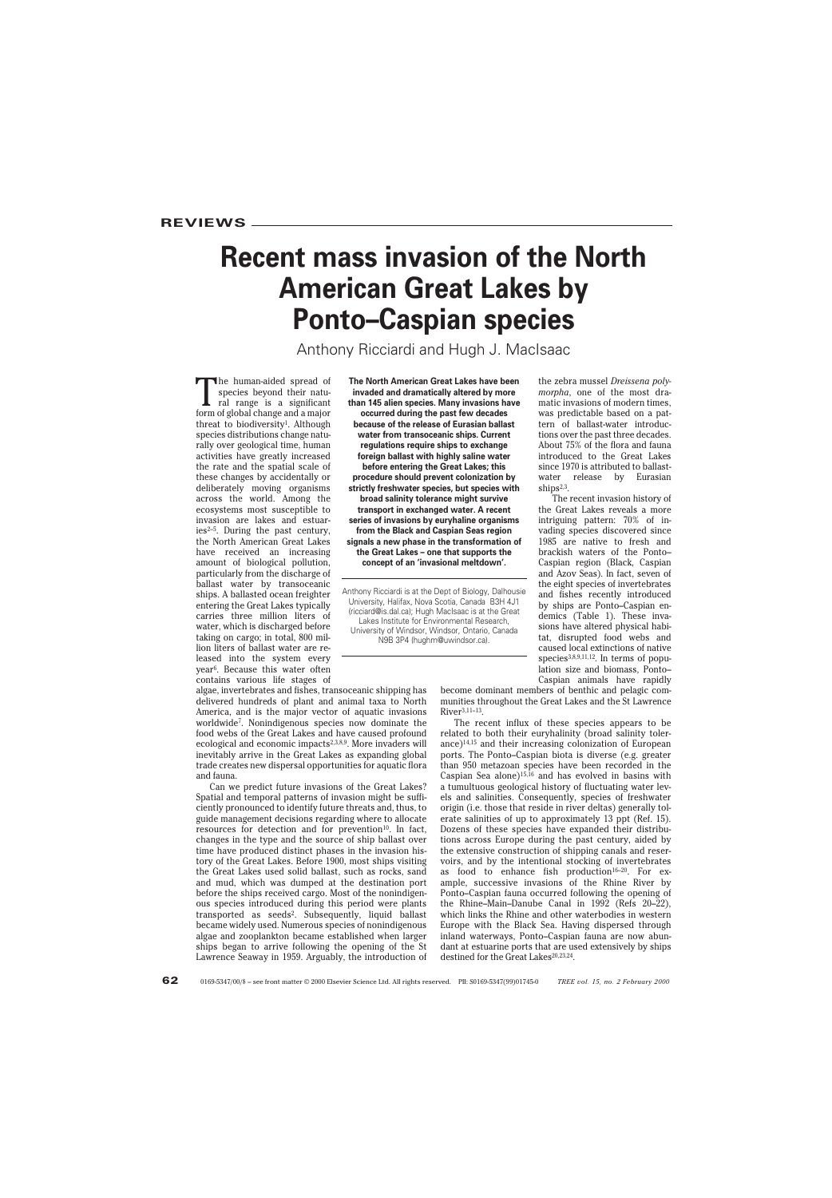REVIEWS

# Recent mass invasion of the North American Great Lakes by Ponto–Caspian species

Anthony Ricciardi and Hugh J. MacIsaac

**The North American Great Lakes have been invaded and dramatically altered by more than 145 alien species. Many invasions have occurred during the past few decades because of the release of Eurasian ballast water from transoceanic ships. Current regulations require ships to exchange foreign ballast with highly saline water before entering the Great Lakes; this procedure should prevent colonization by strictly freshwater species, but species with broad salinity tolerance might survive transport in exchanged water. A recent series of invasions by euryhaline organisms from the Black and Caspian Seas region signals a new phase in the transformation of the Great Lakes – one that supports the concept of an 'invasional meltdown'.**

Anthony Ricciardi is at the Dept of Biology, Dalhousie University, Halifax, Nova Scotia, Canada B3H 4J1 (ricciard@is.dal.ca); Hugh MacIsaac is at the Great Lakes Institute for Environmental Research, University of Windsor, Windsor, Ontario, Canada N9B 3P4 (hughm@uwindsor.ca).

The human-aided spread of species beyond their natural range is a significant form of global change and a major threat to biodiversity[1]. Although species distributions change naturally over geological time, human activities have greatly increased the rate and the spatial scale of these changes by accidentally or deliberately moving organisms across the world. Among the ecosystems most susceptible to invasion are lakes and estuaries[2–5]. During the past century, the North American Great Lakes have received an increasing amount of biological pollution, particularly from the discharge of ballast water by transoceanic ships. A ballasted ocean freighter entering the Great Lakes typically carries three million liters of water, which is discharged before taking on cargo; in total, 800 million liters of ballast water are released into the system every year[6]. Because this water often contains various life stages of algae, invertebrates and fishes, transoceanic shipping has delivered hundreds of plant and animal taxa to North America, and is the major vector of aquatic invasions worldwide[7]. Nonindigenous species now dominate the food webs of the Great Lakes and have caused profound ecological and economic impacts[2,3,8,9]. More invaders will inevitably arrive in the Great Lakes as expanding global trade creates new dispersal opportunities for aquatic flora and fauna.

Can we predict future invasions of the Great Lakes? Spatial and temporal patterns of invasion might be sufficiently pronounced to identify future threats and, thus, to guide management decisions regarding where to allocate resources for detection and for prevention[10]. In fact, changes in the type and the source of ship ballast over time have produced distinct phases in the invasion history of the Great Lakes. Before 1900, most ships visiting the Great Lakes used solid ballast, such as rocks, sand and mud, which was dumped at the destination port before the ships received cargo. Most of the nonindigenous species introduced during this period were plants transported as seeds[2]. Subsequently, liquid ballast became widely used. Numerous species of nonindigenous algae and zooplankton became established when larger ships began to arrive following the opening of the St Lawrence Seaway in 1959. Arguably, the introduction of the zebra mussel *Dreissena polymorpha*, one of the most dramatic invasions of modern times, was predictable based on a pattern of ballast-water introductions over the past three decades. About 75% of the flora and fauna introduced to the Great Lakes since 1970 is attributed to ballast-water release by Eurasian ships[2,3].

The recent invasion history of the Great Lakes reveals a more intriguing pattern: 70% of invading species discovered since 1985 are native to fresh and brackish waters of the Ponto–Caspian region (Black, Caspian and Azov Seas). In fact, seven of the eight species of invertebrates and fishes recently introduced by ships are Ponto–Caspian endemics (Table 1). These invasions have altered physical habitat, disrupted food webs and caused local extinctions of native species[3,8,9,11,12]. In terms of population size and biomass, Ponto–Caspian animals have rapidly become dominant members of benthic and pelagic communities throughout the Great Lakes and the St Lawrence River[3,11–13].

The recent influx of these species appears to be related to both their euryhalinity (broad salinity tolerance)[14,15] and their increasing colonization of European ports. The Ponto–Caspian biota is diverse (e.g. greater than 950 metazoan species have been recorded in the Caspian Sea alone)[15,16] and has evolved in basins with a tumultuous geological history of fluctuating water levels and salinities. Consequently, species of freshwater origin (i.e. those that reside in river deltas) generally tolerate salinities of up to approximately 13 ppt (Ref. 15). Dozens of these species have expanded their distributions across Europe during the past century, aided by the extensive construction of shipping canals and reservoirs, and by the intentional stocking of invertebrates as food to enhance fish production[16–20]. For example, successive invasions of the Rhine River by Ponto–Caspian fauna occurred following the opening of the Rhine–Main–Danube Canal in 1992 (Refs 20–22), which links the Rhine and other waterbodies in western Europe with the Black Sea. Having dispersed through inland waterways, Ponto–Caspian fauna are now abundant at estuarine ports that are used extensively by ships destined for the Great Lakes[20,23,24].

0169-5347/00/$ – see front matter © 2000 Elsevier Science Ltd. All rights reserved. PII: S0169-5347(99)01745-0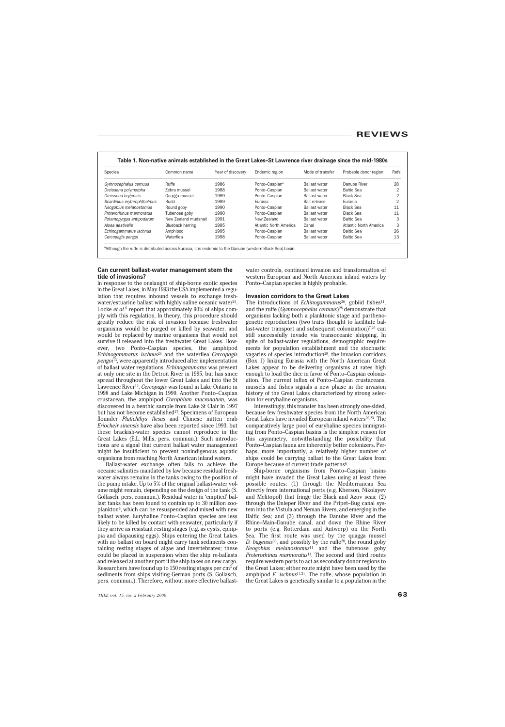**Table 1. Non-native animals established in the Great Lakes–St Lawrence river drainage since the mid-1980s**

| Species | Common name | Year of discovery | Endemic region | Mode of transfer | Probable donor region | Refs |
|---|---|---|---|---|---|---|
| *Gymnocephalus cernuus* | Ruffe | 1986 | Ponto–Caspian[a] | Ballast water | Danube River | 28 |
| *Dreissena polymorpha* | Zebra mussel | 1988 | Ponto–Caspian | Ballast water | Baltic Sea | 2 |
| *Dreissena bugensis* | Quagga mussel | 1989 | Ponto–Caspian | Ballast water | Black Sea | 2 |
| *Scardinius erythrophthalmus* | Rudd | 1989 | Eurasia | Bait release | Eurasia | 2 |
| *Neogobius melanostomus* | Round goby | 1990 | Ponto–Caspian | Ballast water | Black Sea | 11 |
| *Proterorhinus marmoratus* | Tubenose goby | 1990 | Ponto–Caspian | Ballast water | Black Sea | 11 |
| *Potamopyrgus antipodarum* | New Zealand mudsnail | 1991 | New Zealand | Ballast water | Baltic Sea | 3 |
| *Alosa aestivalis* | Blueback herring | 1995 | Atlantic North America | Canal | Atlantic North America | 3 |
| *Echinogammarus ischnus* | Amphipod | 1995 | Ponto–Caspian | Ballast water | Baltic Sea | 26 |
| *Cercopagis pengoi* | Waterflea | 1998 | Ponto–Caspian | Ballast water | Baltic Sea | 13 |

[a]Although the ruffe is distributed across Eurasia, it is endemic to the Danube (western Black Sea) basin.

### Can current ballast-water management stem the tide of invasions?

In response to the onslaught of ship-borne exotic species in the Great Lakes, in May 1993 the USA implemented a regulation that requires inbound vessels to exchange freshwater/estuarine ballast with highly saline oceanic water[25]. Locke *et al.*[6] report that approximately 90% of ships comply with this regulation. In theory, this procedure should greatly reduce the risk of invasion because freshwater organisms would be purged or killed by seawater, and would be replaced by marine organisms that would not survive if released into the freshwater Great Lakes. However, two Ponto–Caspian species, the amphipod *Echinogammarus ischnus*[26] and the waterflea *Cercopagis pengoi*[13], were apparently introduced after implementation of ballast water regulations. *Echinogammarus* was present at only one site in the Detroit River in 1995, but has since spread throughout the lower Great Lakes and into the St Lawrence River[12]. *Cercopagis* was found in Lake Ontario in 1998 and Lake Michigan in 1999. Another Ponto–Caspian crustacean, the amphipod *Corophium mucronatum*, was discovered in a benthic sample from Lake St Clair in 1997 but has not become established[27]. Specimens of European flounder *Platichthys flesus* and Chinese mitten crab *Eriocheir sinensis* have also been reported since 1993, but these brackish-water species cannot reproduce in the Great Lakes (E.L. Mills, pers. commun.). Such introductions are a signal that current ballast water management might be insufficient to prevent nonindigenous aquatic organisms from reaching North American inland waters.

Ballast-water exchange often fails to achieve the oceanic salinities mandated by law because residual freshwater always remains in the tanks owing to the position of the pump intake. Up to 5% of the original ballast-water volume might remain, depending on the design of the tank (S. Gollasch, pers. commun.). Residual water in 'emptied' ballast tanks has been found to contain up to 30 million zooplankton[6], which can be resuspended and mixed with new ballast water. Euryhaline Ponto–Caspian species are less likely to be killed by contact with seawater, particularly if they arrive as resistant resting stages (e.g. as cysts, ephippia and diapausing eggs). Ships entering the Great Lakes with no ballast on board might carry tank sediments containing resting stages of algae and invertebrates; these could be placed in suspension when the ship re-ballasts and released at another port if the ship takes on new cargo. Researchers have found up to 150 resting stages per $cm^3$ of sediments from ships visiting German ports (S. Gollasch, pers. commun.). Therefore, without more effective ballast-water controls, continued invasion and transformation of western European and North American inland waters by Ponto–Caspian species is highly probable.

### Invasion corridors to the Great Lakes

The introductions of *Echinogammarus*[26], gobiid fishes[11], and the ruffe (*Gymnocephalus cernuus*)[28] demonstrate that organisms lacking both a planktonic stage and parthenogenetic reproduction (two traits thought to facilitate ballast-water transport and subsequent colonization)[7,26] can still successfully invade via transoceanic shipping. In spite of ballast-water regulations, demographic requirements for population establishment and the stochastic vagaries of species introduction[29], the invasion corridors (Box 1) linking Eurasia with the North American Great Lakes appear to be delivering organisms at rates high enough to load the dice in favor of Ponto–Caspian colonization. The current influx of Ponto–Caspian crustaceans, mussels and fishes signals a new phase in the invasion history of the Great Lakes characterized by strong selection for euryhaline organisms.

Interestingly, this transfer has been strongly one-sided, because few freshwater species from the North American Great Lakes have invaded European inland waters[20,23]. The comparatively large pool of euryhaline species immigrating from Ponto–Caspian basins is the simplest reason for this asymmetry, notwithstanding the possibility that Ponto–Caspian fauna are inherently better colonizers. Perhaps, more importantly, a relatively higher number of ships could be carrying ballast to the Great Lakes from Europe because of current trade patterns[6].

Ship-borne organisms from Ponto–Caspian basins might have invaded the Great Lakes using at least three possible routes: (1) through the Mediterranean Sea directly from international ports (e.g. Kherson, Nikolayev and Melitopol) that fringe the Black and Azov seas; (2) through the Dnieper River and the Pripet–Bug canal system into the Vistula and Neman Rivers, and emerging in the Baltic Sea; and (3) through the Danube River and the Rhine–Main–Danube canal, and down the Rhine River to ports (e.g. Rotterdam and Antwerp) on the North Sea. The first route was used by the quagga mussel *D. bugensis*[30], and possibly by the ruffe[28], the round goby *Neogobius melanostomus*[11] and the tubenose goby *Proterorhinus marmoratus*[11]. The second and third routes require western ports to act as secondary donor regions to the Great Lakes; either route might have been used by the amphipod *E. ischnus*[17,31]. The ruffe, whose population in the Great Lakes is genetically similar to a population in the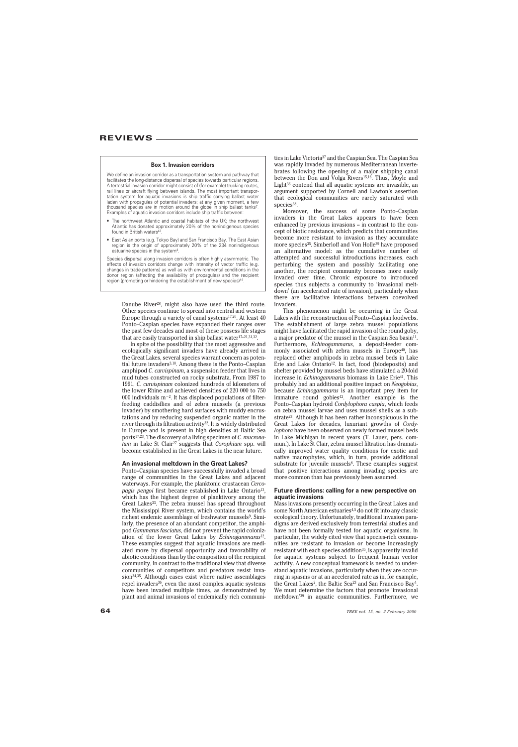**Box 1. Invasion corridors**

We define an invasion corridor as a transportation system and pathway that facilitates the long-distance dispersal of species towards particular regions. A terrestrial invasion corridor might consist of (for example) trucking routes, rail lines or aircraft flying between islands. The most important transportation system for aquatic invasions is ship traffic carrying ballast water laden with propagules of potential invaders; at any given moment, a few thousand species are in motion around the globe in ship ballast tanks[7]. Examples of aquatic invasion corridors include ship traffic between:

- The northwest Atlantic and coastal habitats of the UK; the northwest Atlantic has donated approximately 20% of the nonindigenous species found in British waters[43].
- East Asian ports (e.g. Tokyo Bay) and San Francisco Bay. The East Asian region is the origin of approximately 20% of the 234 nonindigenous estuarine species in the system[4].

Species dispersal along invasion corridors is often highly asymmetric. The effects of invasion corridors change with intensity of vector traffic (e.g. changes in trade patterns) as well as with environmental conditions in the donor region (affecting the availability of propagules) and the recipient region (promoting or hindering the establishment of new species)[44].

Danube River[28], might also have used the third route. Other species continue to spread into central and western Europe through a variety of canal systems[17,20]. At least 40 Ponto–Caspian species have expanded their ranges over the past few decades and most of these possess life stages that are easily transported in ship ballast water[17–21,31,32].

In spite of the possibility that the most aggressive and ecologically significant invaders have already arrived in the Great Lakes, several species warrant concern as potential future invaders[3,10]. Among these is the Ponto–Caspian amphipod *C. curvispinum*, a suspension feeder that lives in mud tubes constructed on rocky substrata. From 1987 to 1991, *C. curvispinum* colonized hundreds of kilometers of the lower Rhine and achieved densities of 220 000 to 750 000 individuals $m^{-2}$. It has displaced populations of filter-feeding caddisflies and of zebra mussels (a previous invader) by smothering hard surfaces with muddy encrustations and by reducing suspended organic matter in the river through its filtration activity[32]. It is widely distributed in Europe and is present in high densities at Baltic Sea ports[17,23]. The discovery of a living specimen of *C. mucronatum* in Lake St Clair[27] suggests that *Corophium* spp. will become established in the Great Lakes in the near future.

## An invasional meltdown in the Great Lakes?

Ponto–Caspian species have successfully invaded a broad range of communities in the Great Lakes and adjacent waterways. For example, the planktonic crustacean *Cercopagis pengoi* first became established in Lake Ontario[13], which has the highest degree of planktivory among the Great Lakes[33]. The zebra mussel has spread throughout the Mississippi River system, which contains the world's richest endemic assemblage of freshwater mussels[9]. Similarly, the presence of an abundant competitor, the amphipod *Gammarus fasciatus*, did not prevent the rapid colonization of the lower Great Lakes by *Echinogammarus*[12]. These examples suggest that aquatic invasions are mediated more by dispersal opportunity and favorability of abiotic conditions than by the composition of the recipient community, in contrast to the traditional view that diverse communities of competitors and predators resist invasion[34,35]. Although cases exist where native assemblages repel invaders[36], even the most complex aquatic systems have been invaded multiple times, as demonstrated by plant and animal invasions of endemically rich communities in Lake Victoria[37] and the Caspian Sea. The Caspian Sea was rapidly invaded by numerous Mediterranean invertebrates following the opening of a major shipping canal between the Don and Volga Rivers[15,16]. Thus, Moyle and Light[36] contend that all aquatic systems are invasible, an argument supported by Cornell and Lawton's assertion that ecological communities are rarely saturated with species[38].

Moreover, the success of some Ponto–Caspian invaders in the Great Lakes appears to have been enhanced by previous invasions – in contrast to the concept of biotic resistance, which predicts that communities become more resistant to invasion as they accumulate more species[35]. Simberloff and Von Holle[39] have proposed an alternative model: as the cumulative number of attempted and successful introductions increases, each perturbing the system and possibly facilitating one another, the recipient community becomes more easily invaded over time. Chronic exposure to introduced species thus subjects a community to 'invasional meltdown' (an accelerated rate of invasion), particularly when there are facilitative interactions between coevolved invaders.

This phenomenon might be occurring in the Great Lakes with the reconstruction of Ponto–Caspian foodwebs. The establishment of large zebra mussel populations might have facilitated the rapid invasion of the round goby, a major predator of the mussel in the Caspian Sea basin[11]. Furthermore, *Echinogammarus*, a deposit-feeder commonly associated with zebra mussels in Europe[40], has replaced other amphipods in zebra mussel beds in Lake Erie and Lake Ontario[12]. In fact, food (biodeposits) and shelter provided by mussel beds have stimulated a 20-fold increase in *Echinogammarus* biomass in Lake Erie[41]. This probably had an additional positive impact on *Neogobius*, because *Echinogammarus* is an important prey item for immature round gobies[42]. Another example is the Ponto–Caspian hydroid *Cordylophora caspia*, which feeds on zebra mussel larvae and uses mussel shells as a substrate[23]. Although it has been rather inconspicuous in the Great Lakes for decades, luxuriant growths of *Cordylophora* have been observed on newly formed mussel beds in Lake Michigan in recent years (T. Lauer, pers. commun.). In Lake St Clair, zebra mussel filtration has dramatically improved water quality conditions for exotic and native macrophytes, which, in turn, provide additional substrate for juvenile mussels[8]. These examples suggest that positive interactions among invading species are more common than has previously been assumed.

## Future directions: calling for a new perspective on aquatic invasions

Mass invasions presently occurring in the Great Lakes and some North American estuaries[4,5] do not fit into any classic ecological theory. Unfortunately, traditional invasion paradigms are derived exclusively from terrestrial studies and have not been formally tested for aquatic organisms. In particular, the widely cited view that species-rich communities are resistant to invasion or become increasingly resistant with each species addition[35], is apparently invalid for aquatic systems subject to frequent human vector activity. A new conceptual framework is needed to understand aquatic invasions, particularly when they are occurring in spasms or at an accelerated rate as in, for example, the Great Lakes[2], the Baltic Sea[23] and San Francisco Bay[4]. We must determine the factors that promote 'invasional meltdown'[39] in aquatic communities. Furthermore, we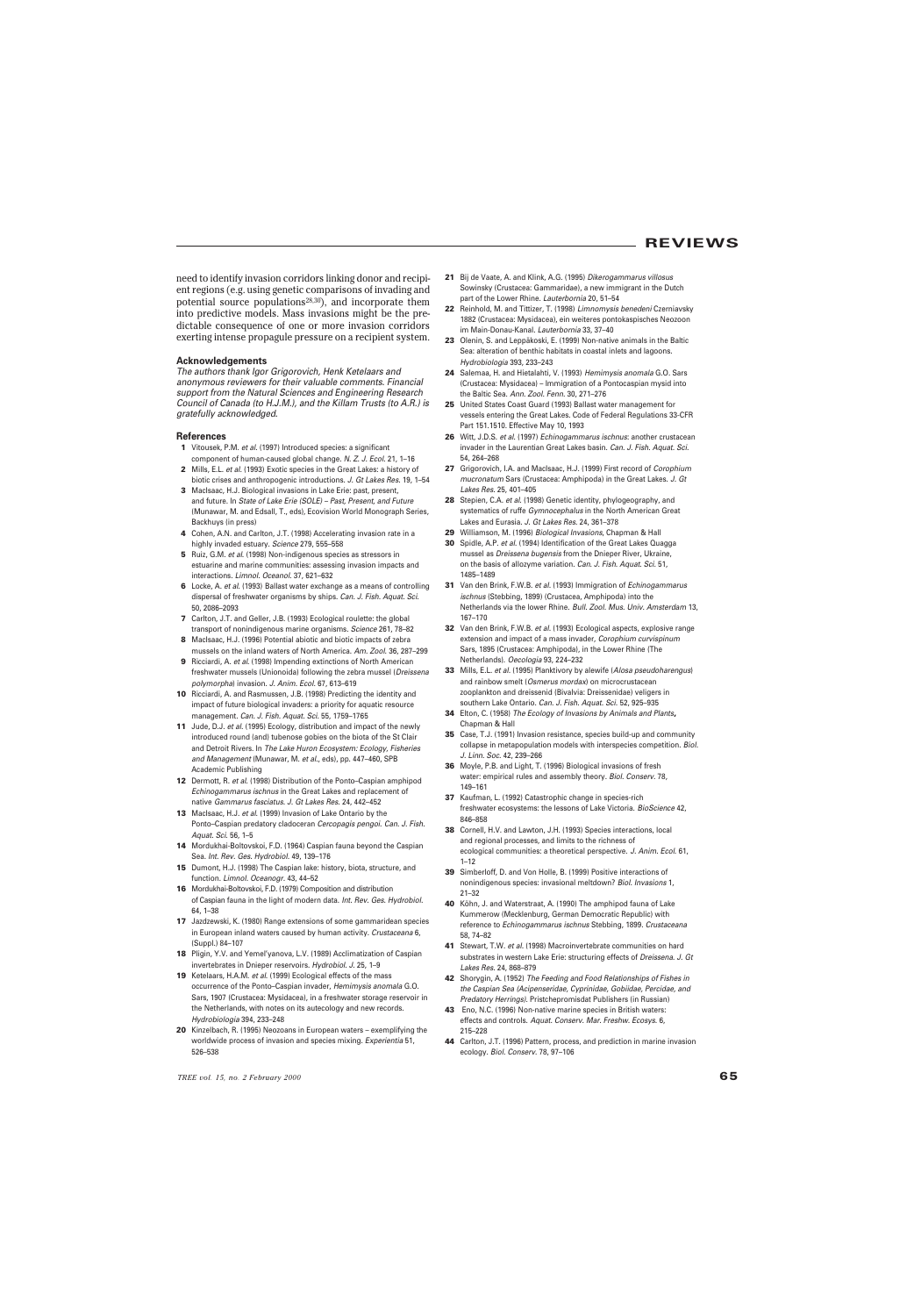need to identify invasion corridors linking donor and recipient regions (e.g. using genetic comparisons of invading and potential source populations[28,30]), and incorporate them into predictive models. Mass invasions might be the predictable consequence of one or more invasion corridors exerting intense propagule pressure on a recipient system.

### Acknowledgements

*The authors thank Igor Grigorovich, Henk Ketelaars and anonymous reviewers for their valuable comments. Financial support from the Natural Sciences and Engineering Research Council of Canada (to H.J.M.), and the Killam Trusts (to A.R.) is gratefully acknowledged.*

### References

1. Vitousek, P.M. *et al.* (1997) Introduced species: a significant component of human-caused global change. *N. Z. J. Ecol.* 21, 1–16
2. Mills, E.L. *et al.* (1993) Exotic species in the Great Lakes: a history of biotic crises and anthropogenic introductions. *J. Gt Lakes Res.* 19, 1–54
3. MacIsaac, H.J. Biological invasions in Lake Erie: past, present, and future. In *State of Lake Erie (SOLE) – Past, Present, and Future* (Munawar, M. and Edsall, T., eds), Ecovision World Monograph Series, Backhuys (in press)
4. Cohen, A.N. and Carlton, J.T. (1998) Accelerating invasion rate in a highly invaded estuary. *Science* 279, 555–558
5. Ruiz, G.M. *et al.* (1998) Non-indigenous species as stressors in estuarine and marine communities: assessing invasion impacts and interactions. *Limnol. Oceanol.* 37, 621–632
6. Locke, A. *et al.* (1993) Ballast water exchange as a means of controlling dispersal of freshwater organisms by ships. *Can. J. Fish. Aquat. Sci.* 50, 2086–2093
7. Carlton, J.T. and Geller, J.B. (1993) Ecological roulette: the global transport of nonindigenous marine organisms. *Science* 261, 78–82
8. MacIsaac, H.J. (1996) Potential abiotic and biotic impacts of zebra mussels on the inland waters of North America. *Am. Zool.* 36, 287–299
9. Ricciardi, A. *et al.* (1998) Impending extinctions of North American freshwater mussels (Unionoida) following the zebra mussel (*Dreissena polymorpha*) invasion. *J. Anim. Ecol.* 67, 613–619
10. Ricciardi, A. and Rasmussen, J.B. (1998) Predicting the identity and impact of future biological invaders: a priority for aquatic resource management. *Can. J. Fish. Aquat. Sci.* 55, 1759–1765
11. Jude, D.J. *et al.* (1995) Ecology, distribution and impact of the newly introduced round (and) tubenose gobies on the biota of the St Clair and Detroit Rivers. In *The Lake Huron Ecosystem: Ecology, Fisheries and Management* (Munawar, M. *et al.*, eds), pp. 447–460, SPB Academic Publishing
12. Dermott, R. *et al.* (1998) Distribution of the Ponto–Caspian amphipod *Echinogammarus ischnus* in the Great Lakes and replacement of native *Gammarus fasciatus*. *J. Gt Lakes Res.* 24, 442–452
13. MacIsaac, H.J. *et al.* (1999) Invasion of Lake Ontario by the Ponto–Caspian predatory cladoceran *Cercopagis pengoi*. *Can. J. Fish. Aquat. Sci.* 56, 1–5
14. Mordukhai-Boltovskoi, F.D. (1964) Caspian fauna beyond the Caspian Sea. *Int. Rev. Ges. Hydrobiol.* 49, 139–176
15. Dumont, H.J. (1998) The Caspian lake: history, biota, structure, and function. *Limnol. Oceanogr.* 43, 44–52
16. Mordukhai-Boltovskoi, F.D. (1979) Composition and distribution of Caspian fauna in the light of modern data. *Int. Rev. Ges. Hydrobiol.* 64, 1–38
17. Jazdzewski, K. (1980) Range extensions of some gammaridean species in European inland waters caused by human activity. *Crustaceana* 6, (Suppl.) 84–107
18. Pligin, Y.V. and Yemel'yanova, L.V. (1989) Acclimatization of Caspian invertebrates in Dnieper reservoirs. *Hydrobiol. J.* 25, 1–9
19. Ketelaars, H.A.M. *et al.* (1999) Ecological effects of the mass occurrence of the Ponto–Caspian invader, *Hemimysis anomala* G.O. Sars, 1907 (Crustacea: Mysidacea), in a freshwater storage reservoir in the Netherlands, with notes on its autecology and new records. *Hydrobiologia* 394, 233–248
20. Kinzelbach, R. (1995) Neozoans in European waters – exemplifying the worldwide process of invasion and species mixing. *Experientia* 51, 526–538
21. Bij de Vaate, A. and Klink, A.G. (1995) *Dikerogammarus villosus* Sowinsky (Crustacea: Gammaridae), a new immigrant in the Dutch part of the Lower Rhine. *Lauterbornia* 20, 51–54
22. Reinhold, M. and Tittizer, T. (1998) *Limnomysis benedeni* Czerniavsky 1882 (Crustacea: Mysidacea), ein weiteres pontokaspisches Neozoon im Main-Donau-Kanal. *Lauterbornia* 33, 37–40
23. Olenin, S. and Leppäkoski, E. (1999) Non-native animals in the Baltic Sea: alteration of benthic habitats in coastal inlets and lagoons. *Hydrobiologia* 393, 233–243
24. Salemaa, H. and Hietalahti, V. (1993) *Hemimysis anomala* G.O. Sars (Crustacea: Mysidacea) – Immigration of a Pontocaspian mysid into the Baltic Sea. *Ann. Zool. Fenn.* 30, 271–276
25. United States Coast Guard (1993) Ballast water management for vessels entering the Great Lakes. Code of Federal Regulations 33-CFR Part 151.1510. Effective May 10, 1993
26. Witt, J.D.S. *et al.* (1997) *Echinogammarus ischnus*: another crustacean invader in the Laurentian Great Lakes basin. *Can. J. Fish. Aquat. Sci.* 54, 264–268
27. Grigorovich, I.A. and MacIsaac, H.J. (1999) First record of *Corophium mucronatum* Sars (Crustacea: Amphipoda) in the Great Lakes. *J. Gt Lakes Res.* 25, 401–405
28. Stepien, C.A. *et al.* (1998) Genetic identity, phylogeography, and systematics of ruffe *Gymnocephalus* in the North American Great Lakes and Eurasia. *J. Gt Lakes Res.* 24, 361–378
29. Williamson, M. (1996) *Biological Invasions*, Chapman & Hall
30. Spidle, A.P. *et al.* (1994) Identification of the Great Lakes Quagga mussel as *Dreissena bugensis* from the Dnieper River, Ukraine, on the basis of allozyme variation. *Can. J. Fish. Aquat. Sci.* 51, 1485–1489
31. Van den Brink, F.W.B. *et al.* (1993) Immigration of *Echinogammarus ischnus* (Stebbing, 1899) (Crustacea, Amphipoda) into the Netherlands via the lower Rhine. *Bull. Zool. Mus. Univ. Amsterdam* 13, 167–170
32. Van den Brink, F.W.B. *et al.* (1993) Ecological aspects, explosive range extension and impact of a mass invader, *Corophium curvispinum* Sars, 1895 (Crustacea: Amphipoda), in the Lower Rhine (The Netherlands). *Oecologia* 93, 224–232
33. Mills, E.L. *et al.* (1995) Planktivory by alewife (*Alosa pseudoharengus*) and rainbow smelt (*Osmerus mordax*) on microcrustacean zooplankton and dreissenid (Bivalvia: Dreissenidae) veligers in southern Lake Ontario. *Can. J. Fish. Aquat. Sci.* 52, 925–935
34. Elton, C. (1958) *The Ecology of Invasions by Animals and Plants*, Chapman & Hall
35. Case, T.J. (1991) Invasion resistance, species build-up and community collapse in metapopulation models with interspecies competition. *Biol. J. Linn. Soc.* 42, 239–266
36. Moyle, P.B. and Light, T. (1996) Biological invasions of fresh water: empirical rules and assembly theory. *Biol. Conserv.* 78, 149–161
37. Kaufman, L. (1992) Catastrophic change in species-rich freshwater ecosystems: the lessons of Lake Victoria. *BioScience* 42, 846–858
38. Cornell, H.V. and Lawton, J.H. (1993) Species interactions, local and regional processes, and limits to the richness of ecological communities: a theoretical perspective. *J. Anim. Ecol.* 61, 1–12
39. Simberloff, D. and Von Holle, B. (1999) Positive interactions of nonindigenous species: invasional meltdown? *Biol. Invasions* 1, 21–32
40. Köhn, J. and Waterstraat, A. (1990) The amphipod fauna of Lake Kummerow (Mecklenburg, German Democratic Republic) with reference to *Echinogammarus ischnus* Stebbing, 1899. *Crustaceana* 58, 74–82
41. Stewart, T.W. *et al.* (1998) Macroinvertebrate communities on hard substrates in western Lake Erie: structuring effects of *Dreissena*. *J. Gt Lakes Res.* 24, 868–879
42. Shorygin, A. (1952) *The Feeding and Food Relationships of Fishes in the Caspian Sea (Acipenseridae, Cyprinidae, Gobiidae, Percidae, and Predatory Herrings)*. Pristchepromisdat Publishers (in Russian)
43. Eno, N.C. (1996) Non-native marine species in British waters: effects and controls. *Aquat. Conserv. Mar. Freshw. Ecosys.* 6, 215–228
44. Carlton, J.T. (1996) Pattern, process, and prediction in marine invasion ecology. *Biol. Conserv.* 78, 97–106